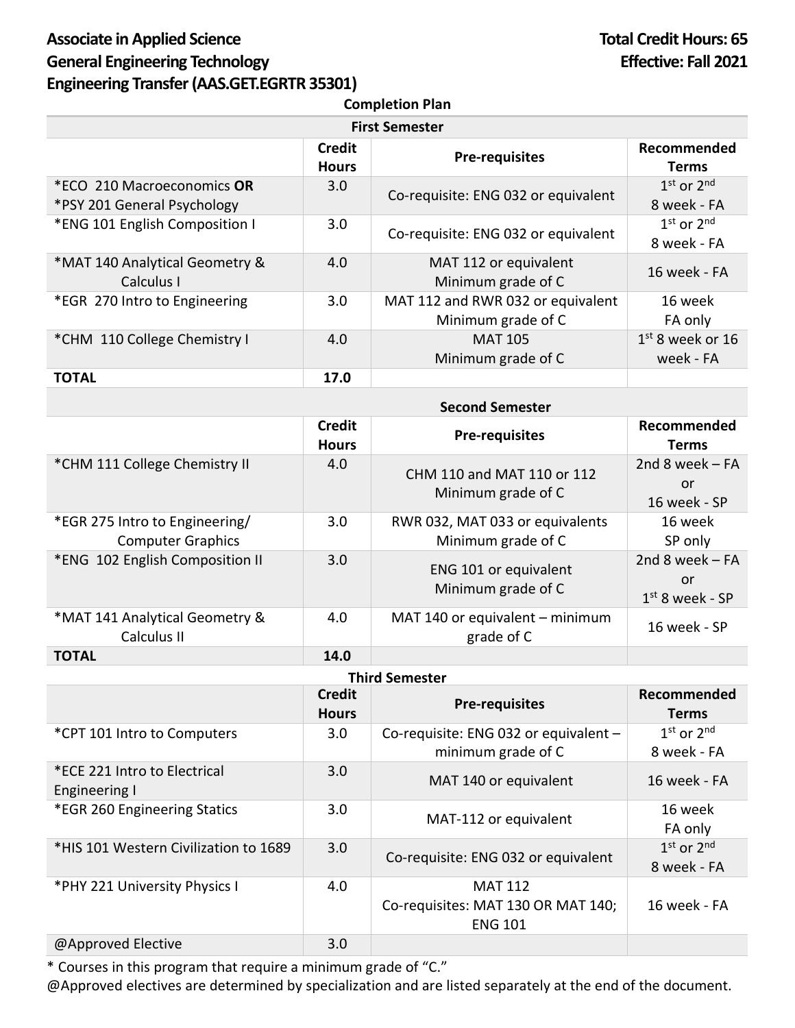**Associate in Applied Science**
**General Engineering Technology**
**Engineering Transfer (AAS.GET.EGRTR 35301)**

**Total Credit Hours: 65**
**Effective: Fall 2021**

**Completion Plan**

**First Semester**

| | Credit Hours | Pre-requisites | Recommended Terms |
|---|---|---|---|
| *ECO 210 Macroeconomics **OR** *PSY 201 General Psychology | 3.0 | Co-requisite: ENG 032 or equivalent | 1st or 2nd 8 week - FA |
| *ENG 101 English Composition I | 3.0 | Co-requisite: ENG 032 or equivalent | 1st or 2nd 8 week - FA |
| *MAT 140 Analytical Geometry & Calculus I | 4.0 | MAT 112 or equivalent Minimum grade of C | 16 week - FA |
| *EGR 270 Intro to Engineering | 3.0 | MAT 112 and RWR 032 or equivalent Minimum grade of C | 16 week FA only |
| *CHM 110 College Chemistry I | 4.0 | MAT 105 Minimum grade of C | 1st 8 week or 16 week - FA |
| **TOTAL** | **17.0** | | |

**Second Semester**

| | Credit Hours | Pre-requisites | Recommended Terms |
|---|---|---|---|
| *CHM 111 College Chemistry II | 4.0 | CHM 110 and MAT 110 or 112 Minimum grade of C | 2nd 8 week – FA or 16 week - SP |
| *EGR 275 Intro to Engineering/ Computer Graphics | 3.0 | RWR 032, MAT 033 or equivalents Minimum grade of C | 16 week SP only |
| *ENG 102 English Composition II | 3.0 | ENG 101 or equivalent Minimum grade of C | 2nd 8 week – FA or 1st 8 week - SP |
| *MAT 141 Analytical Geometry & Calculus II | 4.0 | MAT 140 or equivalent – minimum grade of C | 16 week - SP |
| **TOTAL** | **14.0** | | |

**Third Semester**

| | Credit Hours | Pre-requisites | Recommended Terms |
|---|---|---|---|
| *CPT 101 Intro to Computers | 3.0 | Co-requisite: ENG 032 or equivalent – minimum grade of C | 1st or 2nd 8 week - FA |
| *ECE 221 Intro to Electrical Engineering I | 3.0 | MAT 140 or equivalent | 16 week - FA |
| *EGR 260 Engineering Statics | 3.0 | MAT-112 or equivalent | 16 week FA only |
| *HIS 101 Western Civilization to 1689 | 3.0 | Co-requisite: ENG 032 or equivalent | 1st or 2nd 8 week - FA |
| *PHY 221 University Physics I | 4.0 | MAT 112 Co-requisites: MAT 130 OR MAT 140; ENG 101 | 16 week - FA |
| @Approved Elective | 3.0 | | |

* Courses in this program that require a minimum grade of "C."

@Approved electives are determined by specialization and are listed separately at the end of the document.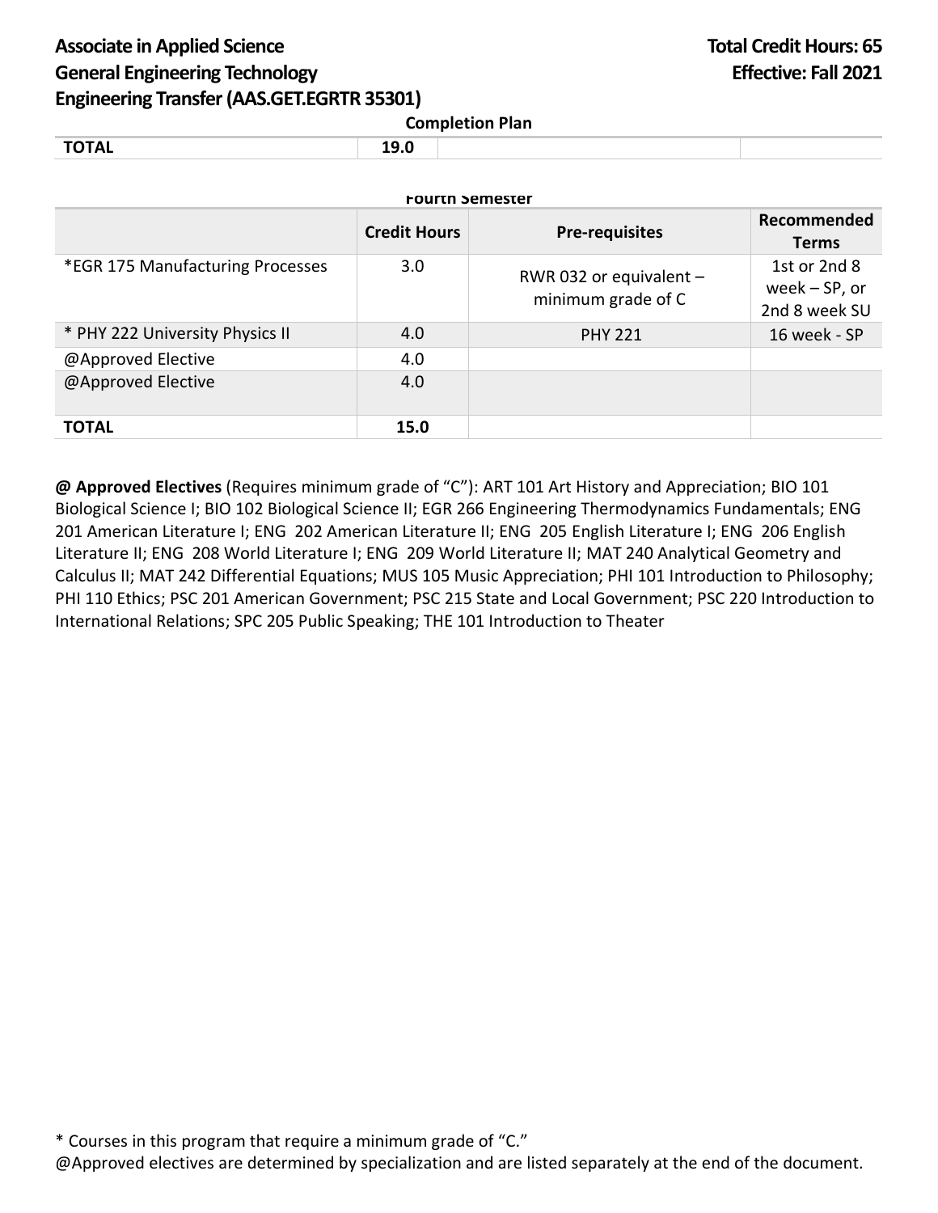# Associate in Applied Science
# General Engineering Technology
# Engineering Transfer (AAS.GET.EGRTR 35301)

**Total Credit Hours: 65**
**Effective: Fall 2021**

**Completion Plan**

| | | | |
|---|---|---|---|
| **TOTAL** | **19.0** | | |

**Fourth Semester**

| | Credit Hours | Pre-requisites | Recommended Terms |
|---|---|---|---|
| *EGR 175 Manufacturing Processes | 3.0 | RWR 032 or equivalent – minimum grade of C | 1st or 2nd 8 week – SP, or 2nd 8 week SU |
| * PHY 222 University Physics II | 4.0 | PHY 221 | 16 week - SP |
| @Approved Elective | 4.0 | | |
| @Approved Elective | 4.0 | | |
| **TOTAL** | **15.0** | | |

**@ Approved Electives** (Requires minimum grade of "C"): ART 101 Art History and Appreciation; BIO 101 Biological Science I; BIO 102 Biological Science II; EGR 266 Engineering Thermodynamics Fundamentals; ENG 201 American Literature I; ENG 202 American Literature II; ENG 205 English Literature I; ENG 206 English Literature II; ENG 208 World Literature I; ENG 209 World Literature II; MAT 240 Analytical Geometry and Calculus II; MAT 242 Differential Equations; MUS 105 Music Appreciation; PHI 101 Introduction to Philosophy; PHI 110 Ethics; PSC 201 American Government; PSC 215 State and Local Government; PSC 220 Introduction to International Relations; SPC 205 Public Speaking; THE 101 Introduction to Theater

* Courses in this program that require a minimum grade of "C."

@Approved electives are determined by specialization and are listed separately at the end of the document.